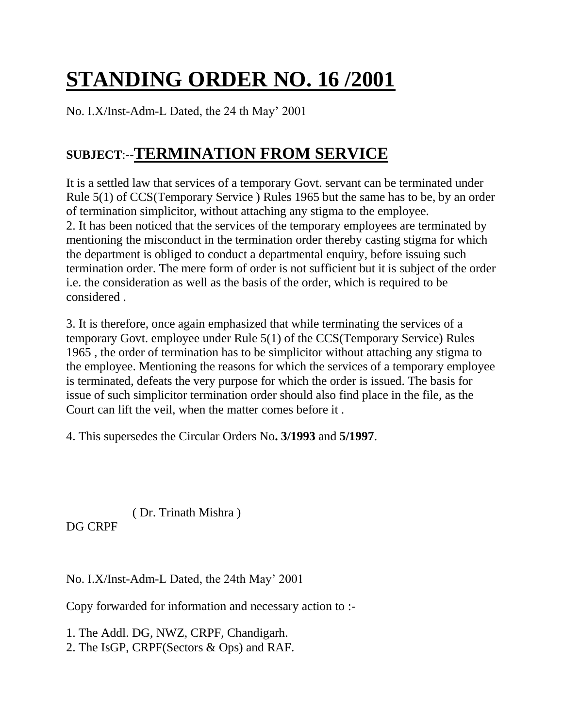# STANDING ORDER NO. 16 /2001

No. I.X/Inst-Adm-L Dated, the 24 th May' 2001

## SUBJECT:--TERMINATION FROM SERVICE

It is a settled law that services of a temporary Govt. servant can be terminated under Rule 5(1) of CCS(Temporary Service ) Rules 1965 but the same has to be, by an order of termination simplicitor, without attaching any stigma to the employee.
2. It has been noticed that the services of the temporary employees are terminated by mentioning the misconduct in the termination order thereby casting stigma for which the department is obliged to conduct a departmental enquiry, before issuing such termination order. The mere form of order is not sufficient but it is subject of the order i.e. the consideration as well as the basis of the order, which is required to be considered .

3. It is therefore, once again emphasized that while terminating the services of a temporary Govt. employee under Rule 5(1) of the CCS(Temporary Service) Rules 1965 , the order of termination has to be simplicitor without attaching any stigma to the employee. Mentioning the reasons for which the services of a temporary employee is terminated, defeats the very purpose for which the order is issued. The basis for issue of such simplicitor termination order should also find place in the file, as the Court can lift the veil, when the matter comes before it .

4. This supersedes the Circular Orders No**. 3/1993** and **5/1997**.

( Dr. Trinath Mishra )
DG CRPF

No. I.X/Inst-Adm-L Dated, the 24th May' 2001

Copy forwarded for information and necessary action to :-

1. The Addl. DG, NWZ, CRPF, Chandigarh.
2. The IsGP, CRPF(Sectors & Ops) and RAF.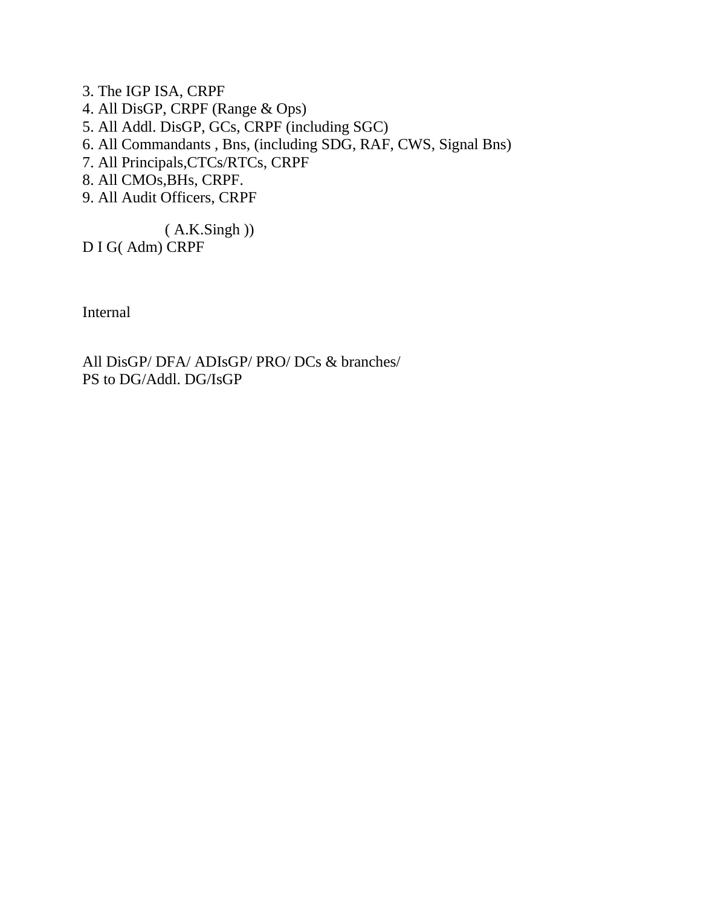3. The IGP ISA, CRPF
4. All DisGP, CRPF (Range & Ops)
5. All Addl. DisGP, GCs, CRPF (including SGC)
6. All Commandants , Bns, (including SDG, RAF, CWS, Signal Bns)
7. All Principals,CTCs/RTCs, CRPF
8. All CMOs,BHs, CRPF.
9. All Audit Officers, CRPF

( A.K.Singh ))
D I G( Adm) CRPF

Internal

All DisGP/ DFA/ ADIsGP/ PRO/ DCs & branches/
PS to DG/Addl. DG/IsGP